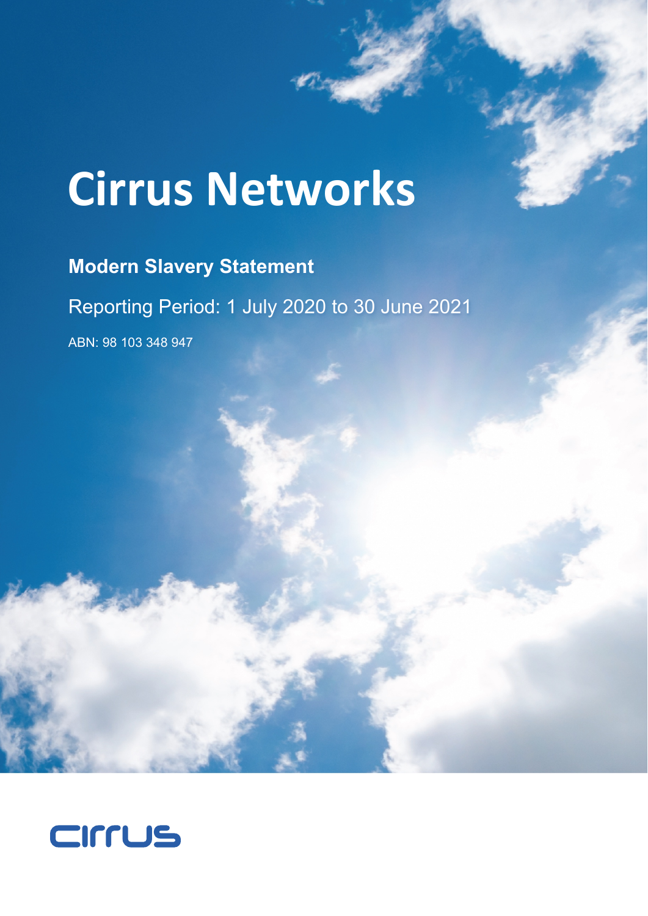# Cirrus Networks

## Modern Slavery Statement

Reporting Period: 1 July 2020 to 30 June 2021

ABN: 98 103 348 947

cirrus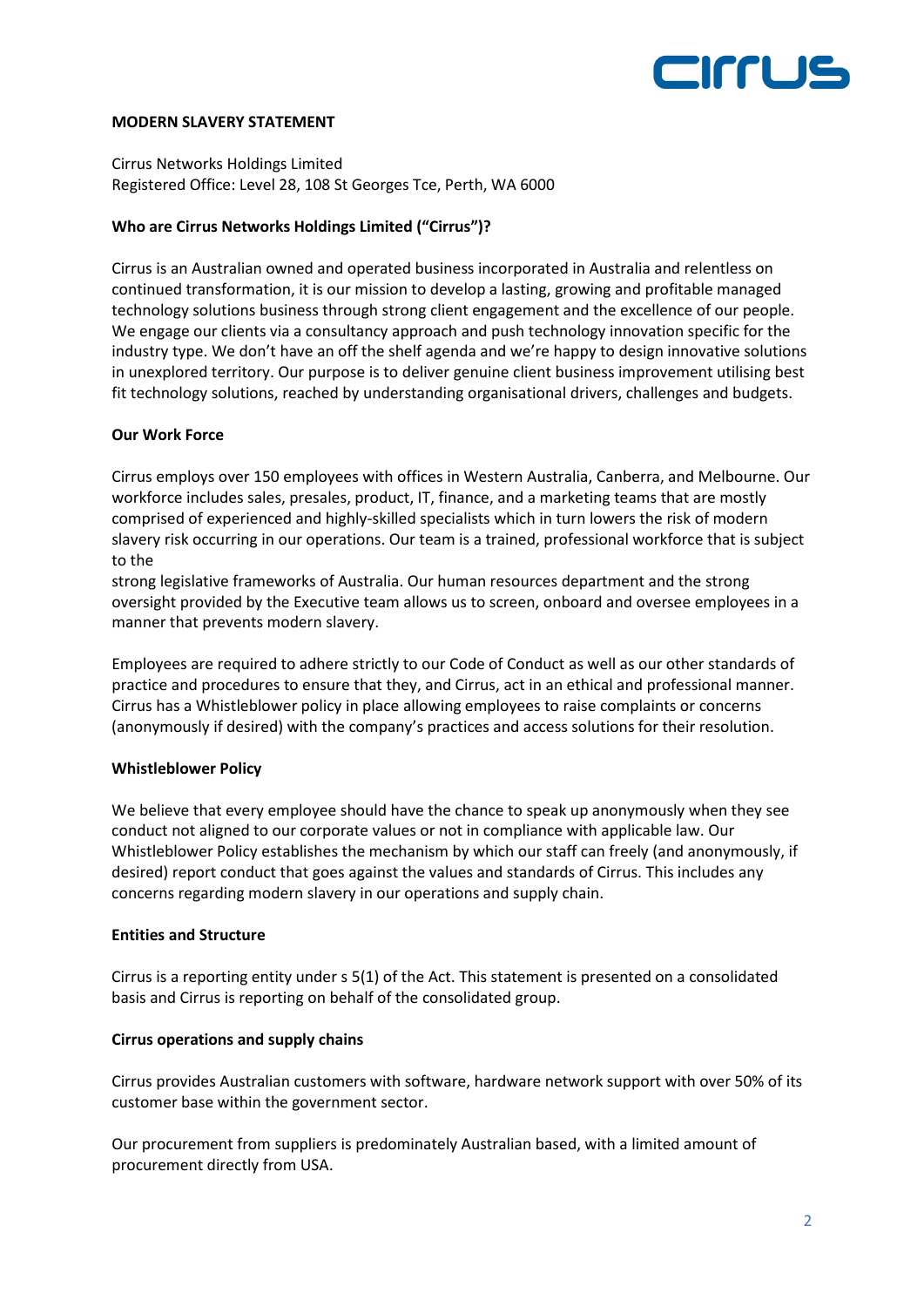**MODERN SLAVERY STATEMENT**

Cirrus Networks Holdings Limited
Registered Office: Level 28, 108 St Georges Tce, Perth, WA 6000

**Who are Cirrus Networks Holdings Limited ("Cirrus")?**

Cirrus is an Australian owned and operated business incorporated in Australia and relentless on continued transformation, it is our mission to develop a lasting, growing and profitable managed technology solutions business through strong client engagement and the excellence of our people. We engage our clients via a consultancy approach and push technology innovation specific for the industry type. We don't have an off the shelf agenda and we're happy to design innovative solutions in unexplored territory. Our purpose is to deliver genuine client business improvement utilising best fit technology solutions, reached by understanding organisational drivers, challenges and budgets.

**Our Work Force**

Cirrus employs over 150 employees with offices in Western Australia, Canberra, and Melbourne. Our workforce includes sales, presales, product, IT, finance, and a marketing teams that are mostly comprised of experienced and highly-skilled specialists which in turn lowers the risk of modern slavery risk occurring in our operations. Our team is a trained, professional workforce that is subject to the
strong legislative frameworks of Australia. Our human resources department and the strong oversight provided by the Executive team allows us to screen, onboard and oversee employees in a manner that prevents modern slavery.

Employees are required to adhere strictly to our Code of Conduct as well as our other standards of practice and procedures to ensure that they, and Cirrus, act in an ethical and professional manner. Cirrus has a Whistleblower policy in place allowing employees to raise complaints or concerns (anonymously if desired) with the company's practices and access solutions for their resolution.

**Whistleblower Policy**

We believe that every employee should have the chance to speak up anonymously when they see conduct not aligned to our corporate values or not in compliance with applicable law. Our Whistleblower Policy establishes the mechanism by which our staff can freely (and anonymously, if desired) report conduct that goes against the values and standards of Cirrus. This includes any concerns regarding modern slavery in our operations and supply chain.

**Entities and Structure**

Cirrus is a reporting entity under s 5(1) of the Act. This statement is presented on a consolidated basis and Cirrus is reporting on behalf of the consolidated group.

**Cirrus operations and supply chains**

Cirrus provides Australian customers with software, hardware network support with over 50% of its customer base within the government sector.

Our procurement from suppliers is predominately Australian based, with a limited amount of procurement directly from USA.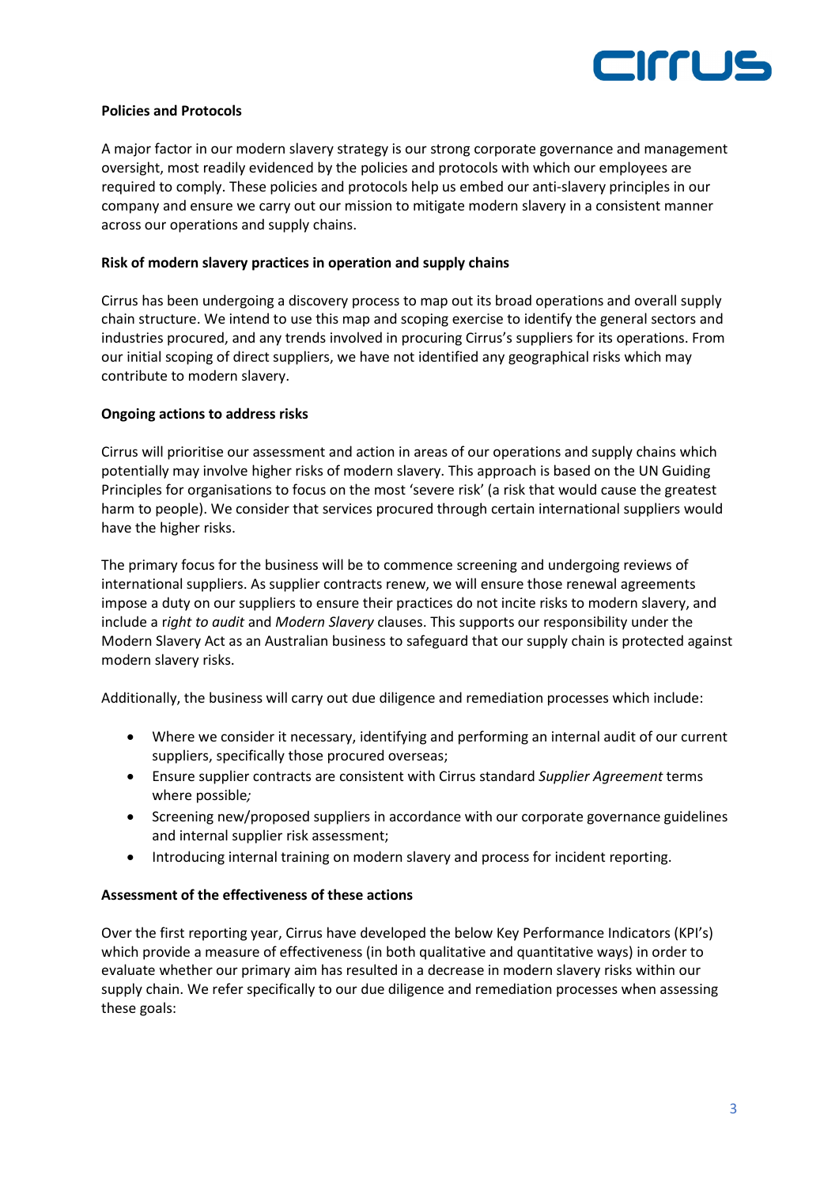**Policies and Protocols**

A major factor in our modern slavery strategy is our strong corporate governance and management oversight, most readily evidenced by the policies and protocols with which our employees are required to comply. These policies and protocols help us embed our anti-slavery principles in our company and ensure we carry out our mission to mitigate modern slavery in a consistent manner across our operations and supply chains.

**Risk of modern slavery practices in operation and supply chains**

Cirrus has been undergoing a discovery process to map out its broad operations and overall supply chain structure. We intend to use this map and scoping exercise to identify the general sectors and industries procured, and any trends involved in procuring Cirrus's suppliers for its operations. From our initial scoping of direct suppliers, we have not identified any geographical risks which may contribute to modern slavery.

**Ongoing actions to address risks**

Cirrus will prioritise our assessment and action in areas of our operations and supply chains which potentially may involve higher risks of modern slavery. This approach is based on the UN Guiding Principles for organisations to focus on the most 'severe risk' (a risk that would cause the greatest harm to people). We consider that services procured through certain international suppliers would have the higher risks.

The primary focus for the business will be to commence screening and undergoing reviews of international suppliers. As supplier contracts renew, we will ensure those renewal agreements impose a duty on our suppliers to ensure their practices do not incite risks to modern slavery, and include a r*ight to audit* and *Modern Slavery* clauses. This supports our responsibility under the Modern Slavery Act as an Australian business to safeguard that our supply chain is protected against modern slavery risks.

Additionally, the business will carry out due diligence and remediation processes which include:

- Where we consider it necessary, identifying and performing an internal audit of our current suppliers, specifically those procured overseas;
- Ensure supplier contracts are consistent with Cirrus standard *Supplier Agreement* terms where possible*;*
- Screening new/proposed suppliers in accordance with our corporate governance guidelines and internal supplier risk assessment;
- Introducing internal training on modern slavery and process for incident reporting.

**Assessment of the effectiveness of these actions**

Over the first reporting year, Cirrus have developed the below Key Performance Indicators (KPI's) which provide a measure of effectiveness (in both qualitative and quantitative ways) in order to evaluate whether our primary aim has resulted in a decrease in modern slavery risks within our supply chain. We refer specifically to our due diligence and remediation processes when assessing these goals: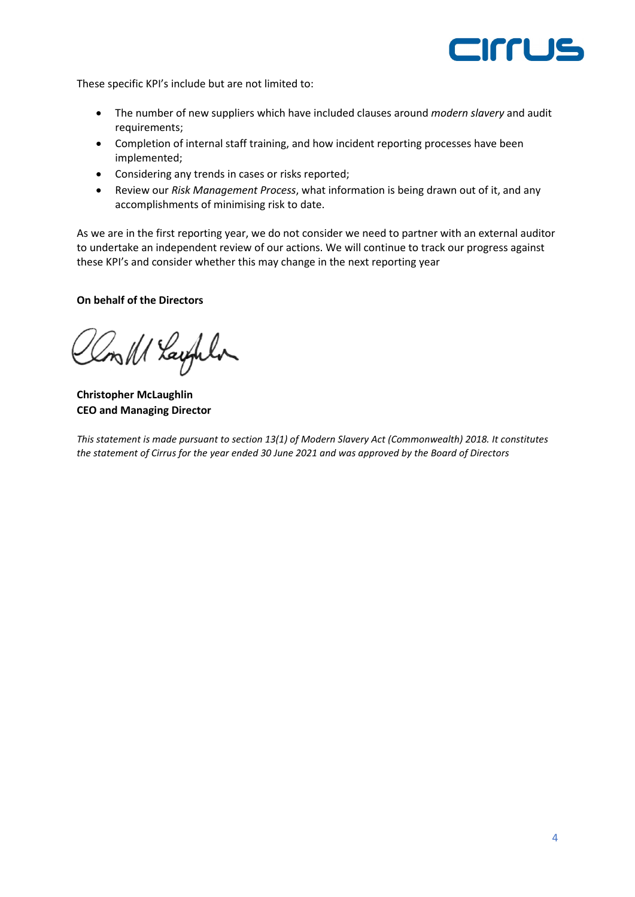These specific KPI's include but are not limited to:

- The number of new suppliers which have included clauses around *modern slavery* and audit requirements;
- Completion of internal staff training, and how incident reporting processes have been implemented;
- Considering any trends in cases or risks reported;
- Review our *Risk Management Process*, what information is being drawn out of it, and any accomplishments of minimising risk to date.

As we are in the first reporting year, we do not consider we need to partner with an external auditor to undertake an independent review of our actions. We will continue to track our progress against these KPI's and consider whether this may change in the next reporting year

**On behalf of the Directors**

**Christopher McLaughlin**
**CEO and Managing Director**

*This statement is made pursuant to section 13(1) of Modern Slavery Act (Commonwealth) 2018. It constitutes the statement of Cirrus for the year ended 30 June 2021 and was approved by the Board of Directors*